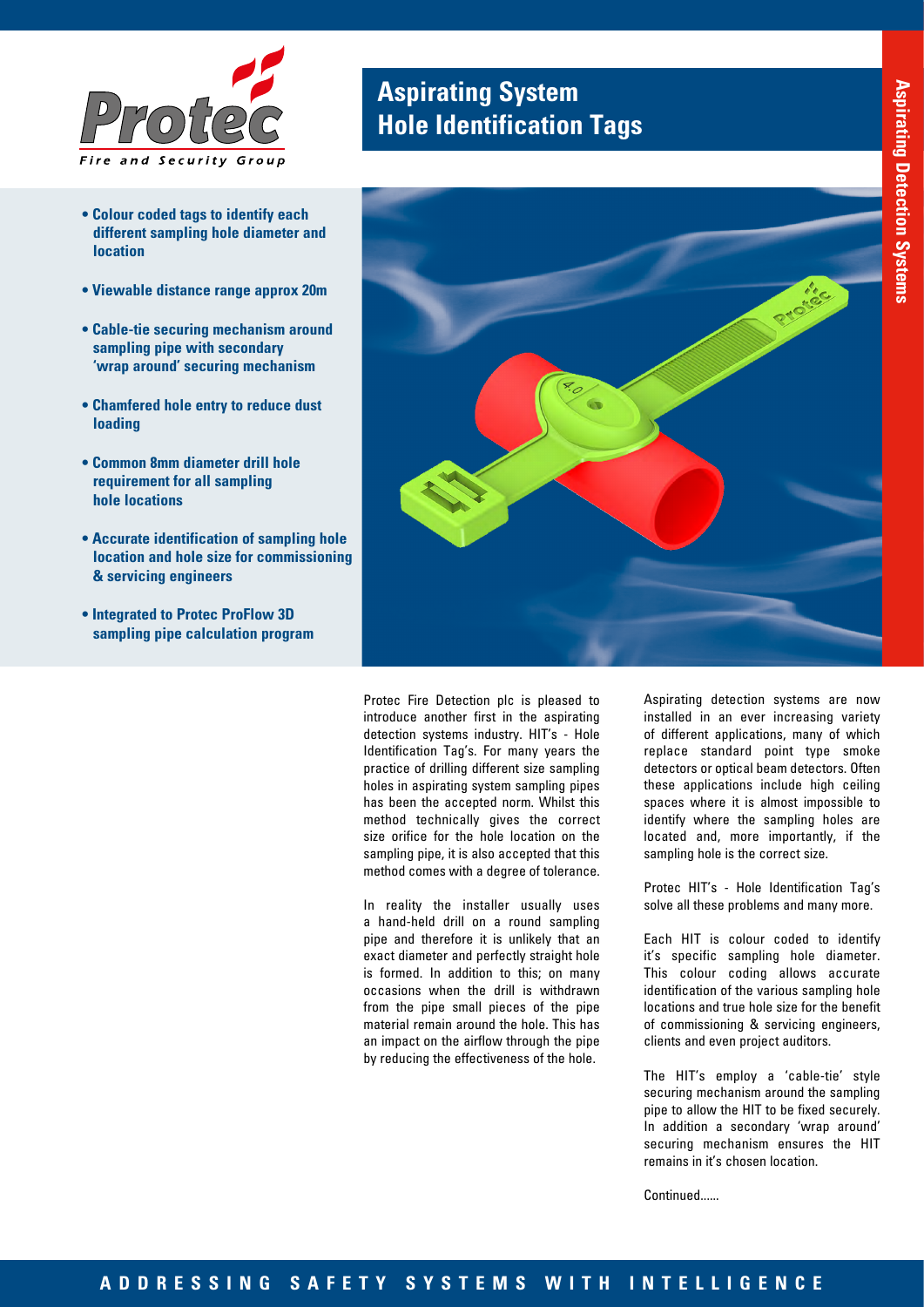# Aspirating System Hole Identification Tags

- **Colour coded tags to identify each different sampling hole diameter and location**
- **Viewable distance range approx 20m**
- **Cable-tie securing mechanism around sampling pipe with secondary 'wrap around' securing mechanism**
- **Chamfered hole entry to reduce dust loading**
- **Common 8mm diameter drill hole requirement for all sampling hole locations**
- **Accurate identification of sampling hole location and hole size for commissioning & servicing engineers**
- **Integrated to Protec ProFlow 3D sampling pipe calculation program**

Protec Fire Detection plc is pleased to introduce another first in the aspirating detection systems industry. HIT's - Hole Identification Tag's. For many years the practice of drilling different size sampling holes in aspirating system sampling pipes has been the accepted norm. Whilst this method technically gives the correct size orifice for the hole location on the sampling pipe, it is also accepted that this method comes with a degree of tolerance.

In reality the installer usually uses a hand-held drill on a round sampling pipe and therefore it is unlikely that an exact diameter and perfectly straight hole is formed. In addition to this; on many occasions when the drill is withdrawn from the pipe small pieces of the pipe material remain around the hole. This has an impact on the airflow through the pipe by reducing the effectiveness of the hole.

Aspirating detection systems are now installed in an ever increasing variety of different applications, many of which replace standard point type smoke detectors or optical beam detectors. Often these applications include high ceiling spaces where it is almost impossible to identify where the sampling holes are located and, more importantly, if the sampling hole is the correct size.

Protec HIT's - Hole Identification Tag's solve all these problems and many more.

Each HIT is colour coded to identify it's specific sampling hole diameter. This colour coding allows accurate identification of the various sampling hole locations and true hole size for the benefit of commissioning & servicing engineers, clients and even project auditors.

The HIT's employ a 'cable-tie' style securing mechanism around the sampling pipe to allow the HIT to be fixed securely. In addition a secondary 'wrap around' securing mechanism ensures the HIT remains in it's chosen location.

Continued......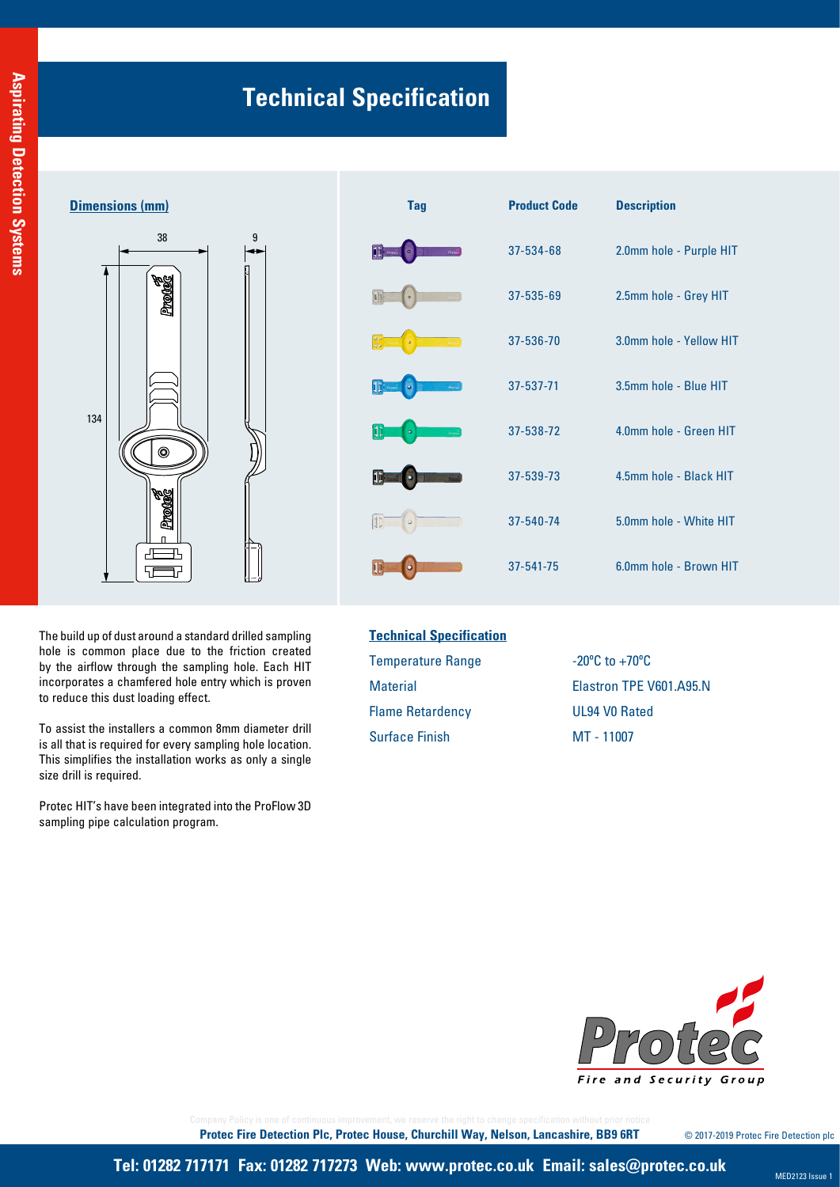# Technical Specification

## Dimensions (mm)

38

9

134

| Tag | Product Code | Description |
| --- | --- | --- |
| | 37-534-68 | 2.0mm hole - Purple HIT |
| | 37-535-69 | 2.5mm hole - Grey HIT |
| | 37-536-70 | 3.0mm hole - Yellow HIT |
| | 37-537-71 | 3.5mm hole - Blue HIT |
| | 37-538-72 | 4.0mm hole - Green HIT |
| | 37-539-73 | 4.5mm hole - Black HIT |
| | 37-540-74 | 5.0mm hole - White HIT |
| | 37-541-75 | 6.0mm hole - Brown HIT |

The build up of dust around a standard drilled sampling hole is common place due to the friction created by the airflow through the sampling hole. Each HIT incorporates a chamfered hole entry which is proven to reduce this dust loading effect.

To assist the installers a common 8mm diameter drill is all that is required for every sampling hole location. This simplifies the installation works as only a single size drill is required.

Protec HIT's have been integrated into the ProFlow 3D sampling pipe calculation program.

## Technical Specification

| | |
| --- | --- |
| Temperature Range | -20°C to +70°C |
| Material | Elastron TPE V601.A95.N |
| Flame Retardency | UL94 V0 Rated |
| Surface Finish | MT - 11007 |

Protec
Fire and Security Group

Company Policy is one of continuous improvement, we reserve the right to change specification without prior notice

**Protec Fire Detection Plc, Protec House, Churchill Way, Nelson, Lancashire, BB9 6RT**

© 2017-2019 Protec Fire Detection plc

**Tel: 01282 717171 Fax: 01282 717273 Web: www.protec.co.uk Email: sales@protec.co.uk**

MED2123 Issue 1